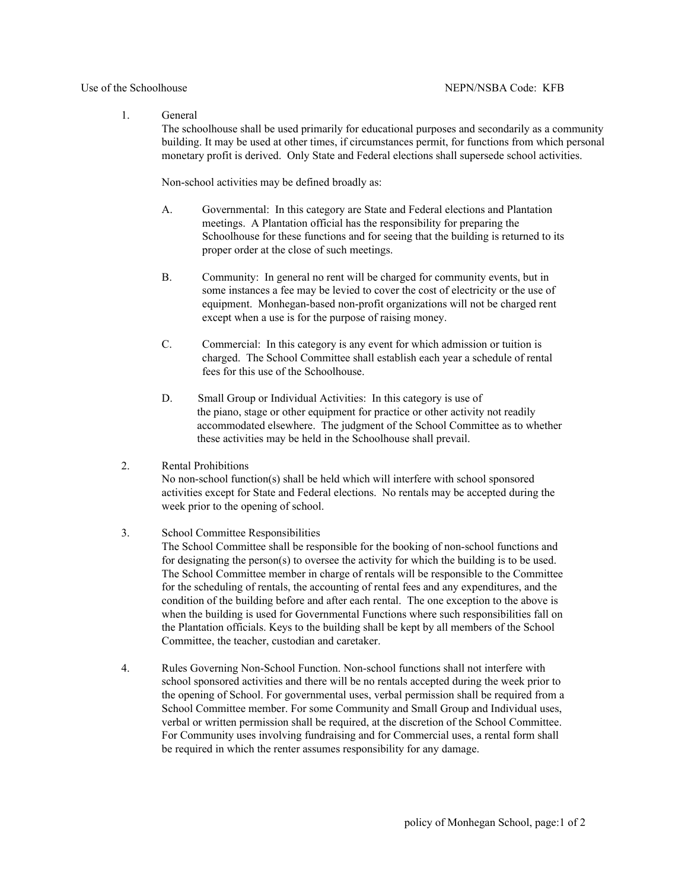Use of the Schoolhouse NEPN/NSBA Code: KFB

1. General

   The schoolhouse shall be used primarily for educational purposes and secondarily as a community building. It may be used at other times, if circumstances permit, for functions from which personal monetary profit is derived. Only State and Federal elections shall supersede school activities.

   Non-school activities may be defined broadly as:

   A. Governmental: In this category are State and Federal elections and Plantation meetings. A Plantation official has the responsibility for preparing the Schoolhouse for these functions and for seeing that the building is returned to its proper order at the close of such meetings.

   B. Community: In general no rent will be charged for community events, but in some instances a fee may be levied to cover the cost of electricity or the use of equipment. Monhegan-based non-profit organizations will not be charged rent except when a use is for the purpose of raising money.

   C. Commercial: In this category is any event for which admission or tuition is charged. The School Committee shall establish each year a schedule of rental fees for this use of the Schoolhouse.

   D. Small Group or Individual Activities: In this category is use of the piano, stage or other equipment for practice or other activity not readily accommodated elsewhere. The judgment of the School Committee as to whether these activities may be held in the Schoolhouse shall prevail.

2. Rental Prohibitions

   No non-school function(s) shall be held which will interfere with school sponsored activities except for State and Federal elections. No rentals may be accepted during the week prior to the opening of school.

3. School Committee Responsibilities

   The School Committee shall be responsible for the booking of non-school functions and for designating the person(s) to oversee the activity for which the building is to be used. The School Committee member in charge of rentals will be responsible to the Committee for the scheduling of rentals, the accounting of rental fees and any expenditures, and the condition of the building before and after each rental. The one exception to the above is when the building is used for Governmental Functions where such responsibilities fall on the Plantation officials. Keys to the building shall be kept by all members of the School Committee, the teacher, custodian and caretaker.

4. Rules Governing Non-School Function. Non-school functions shall not interfere with school sponsored activities and there will be no rentals accepted during the week prior to the opening of School. For governmental uses, verbal permission shall be required from a School Committee member. For some Community and Small Group and Individual uses, verbal or written permission shall be required, at the discretion of the School Committee. For Community uses involving fundraising and for Commercial uses, a rental form shall be required in which the renter assumes responsibility for any damage.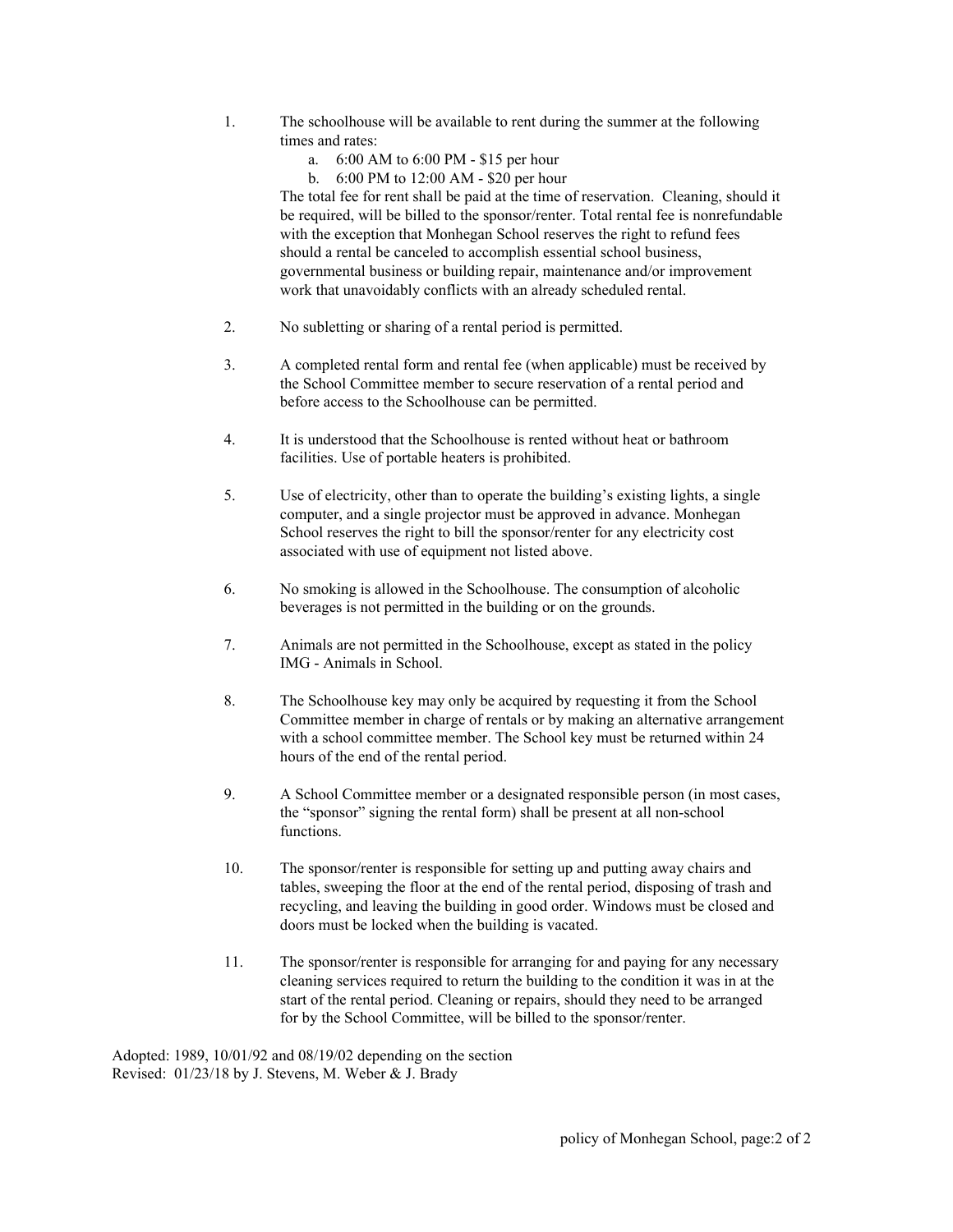1. The schoolhouse will be available to rent during the summer at the following times and rates:
   a. 6:00 AM to 6:00 PM - $15 per hour
   b. 6:00 PM to 12:00 AM - $20 per hour

   The total fee for rent shall be paid at the time of reservation. Cleaning, should it be required, will be billed to the sponsor/renter. Total rental fee is nonrefundable with the exception that Monhegan School reserves the right to refund fees should a rental be canceled to accomplish essential school business, governmental business or building repair, maintenance and/or improvement work that unavoidably conflicts with an already scheduled rental.

2. No subletting or sharing of a rental period is permitted.

3. A completed rental form and rental fee (when applicable) must be received by the School Committee member to secure reservation of a rental period and before access to the Schoolhouse can be permitted.

4. It is understood that the Schoolhouse is rented without heat or bathroom facilities. Use of portable heaters is prohibited.

5. Use of electricity, other than to operate the building's existing lights, a single computer, and a single projector must be approved in advance. Monhegan School reserves the right to bill the sponsor/renter for any electricity cost associated with use of equipment not listed above.

6. No smoking is allowed in the Schoolhouse. The consumption of alcoholic beverages is not permitted in the building or on the grounds.

7. Animals are not permitted in the Schoolhouse, except as stated in the policy IMG - Animals in School.

8. The Schoolhouse key may only be acquired by requesting it from the School Committee member in charge of rentals or by making an alternative arrangement with a school committee member. The School key must be returned within 24 hours of the end of the rental period.

9. A School Committee member or a designated responsible person (in most cases, the "sponsor" signing the rental form) shall be present at all non-school functions.

10. The sponsor/renter is responsible for setting up and putting away chairs and tables, sweeping the floor at the end of the rental period, disposing of trash and recycling, and leaving the building in good order. Windows must be closed and doors must be locked when the building is vacated.

11. The sponsor/renter is responsible for arranging for and paying for any necessary cleaning services required to return the building to the condition it was in at the start of the rental period. Cleaning or repairs, should they need to be arranged for by the School Committee, will be billed to the sponsor/renter.

Adopted: 1989, 10/01/92 and 08/19/02 depending on the section
Revised: 01/23/18 by J. Stevens, M. Weber & J. Brady